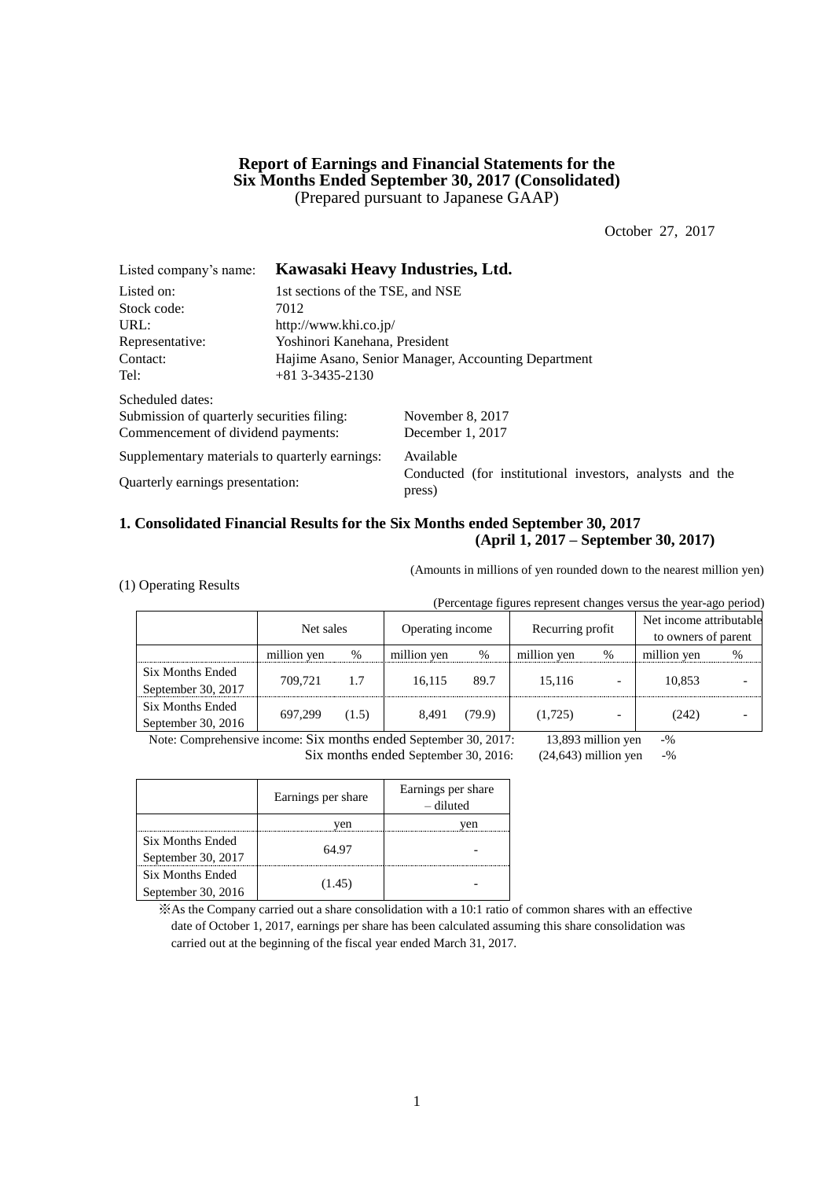# Report of Earnings and Financial Statements for the Six Months Ended September 30, 2017 (Consolidated)

(Prepared pursuant to Japanese GAAP)

October 27, 2017

| | |
|---|---|
| Listed company's name: | **Kawasaki Heavy Industries, Ltd.** |
| Listed on: | 1st sections of the TSE, and NSE |
| Stock code: | 7012 |
| URL: | http://www.khi.co.jp/ |
| Representative: | Yoshinori Kanehana, President |
| Contact: | Hajime Asano, Senior Manager, Accounting Department |
| Tel: | +81 3-3435-2130 |

Scheduled dates:

| | |
|---|---|
| Submission of quarterly securities filing: | November 8, 2017 |
| Commencement of dividend payments: | December 1, 2017 |
| Supplementary materials to quarterly earnings: | Available |
| Quarterly earnings presentation: | Conducted (for institutional investors, analysts and the press) |

## 1. Consolidated Financial Results for the Six Months ended September 30, 2017 (April 1, 2017 – September 30, 2017)

(Amounts in millions of yen rounded down to the nearest million yen)

### (1) Operating Results

(Percentage figures represent changes versus the year-ago period)

| | Net sales | | Operating income | | Recurring profit | | Net income attributable to owners of parent | |
|---|---|---|---|---|---|---|---|---|
| | million yen | % | million yen | % | million yen | % | million yen | % |
| Six Months Ended September 30, 2017 | 709,721 | 1.7 | 16,115 | 89.7 | 15,116 | - | 10,853 | - |
| Six Months Ended September 30, 2016 | 697,299 | (1.5) | 8,491 | (79.9) | (1,725) | - | (242) | - |

Note: Comprehensive income: Six months ended September 30, 2017: 13,893 million yen -%
Six months ended September 30, 2016: (24,643) million yen -%

| | Earnings per share | Earnings per share – diluted |
|---|---|---|
| | yen | yen |
| Six Months Ended September 30, 2017 | 64.97 | - |
| Six Months Ended September 30, 2016 | (1.45) | - |

※As the Company carried out a share consolidation with a 10:1 ratio of common shares with an effective date of October 1, 2017, earnings per share has been calculated assuming this share consolidation was carried out at the beginning of the fiscal year ended March 31, 2017.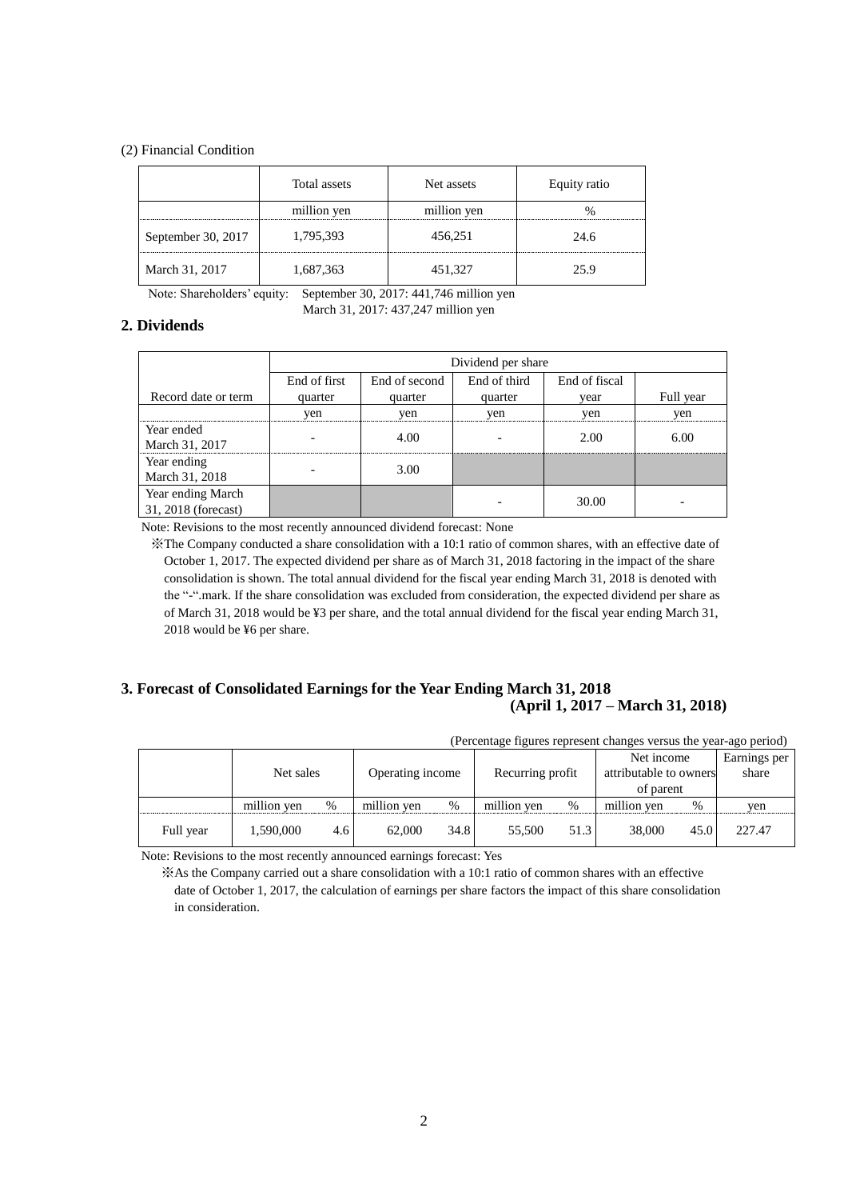(2) Financial Condition

| | Total assets | Net assets | Equity ratio |
|---|---|---|---|
| | million yen | million yen | % |
| September 30, 2017 | 1,795,393 | 456,251 | 24.6 |
| March 31, 2017 | 1,687,363 | 451,327 | 25.9 |

Note: Shareholders' equity: September 30, 2017: 441,746 million yen
March 31, 2017: 437,247 million yen

## 2. Dividends

| | Dividend per share | | | | |
|---|---|---|---|---|---|
| Record date or term | End of first quarter | End of second quarter | End of third quarter | End of fiscal year | Full year |
| | yen | yen | yen | yen | yen |
| Year ended March 31, 2017 | - | 4.00 | - | 2.00 | 6.00 |
| Year ending March 31, 2018 | - | 3.00 | | | |
| Year ending March 31, 2018 (forecast) | | | - | 30.00 | - |

Note: Revisions to the most recently announced dividend forecast: None

※The Company conducted a share consolidation with a 10:1 ratio of common shares, with an effective date of October 1, 2017. The expected dividend per share as of March 31, 2018 factoring in the impact of the share consolidation is shown. The total annual dividend for the fiscal year ending March 31, 2018 is denoted with the "-".mark. If the share consolidation was excluded from consideration, the expected dividend per share as of March 31, 2018 would be ¥3 per share, and the total annual dividend for the fiscal year ending March 31, 2018 would be ¥6 per share.

## 3. Forecast of Consolidated Earnings for the Year Ending March 31, 2018 (April 1, 2017 – March 31, 2018)

(Percentage figures represent changes versus the year-ago period)

| | Net sales | | Operating income | | Recurring profit | | Net income attributable to owners of parent | | Earnings per share |
|---|---|---|---|---|---|---|---|---|---|
| | million yen | % | million yen | % | million yen | % | million yen | % | yen |
| Full year | 1,590,000 | 4.6 | 62,000 | 34.8 | 55,500 | 51.3 | 38,000 | 45.0 | 227.47 |

Note: Revisions to the most recently announced earnings forecast: Yes

※As the Company carried out a share consolidation with a 10:1 ratio of common shares with an effective date of October 1, 2017, the calculation of earnings per share factors the impact of this share consolidation in consideration.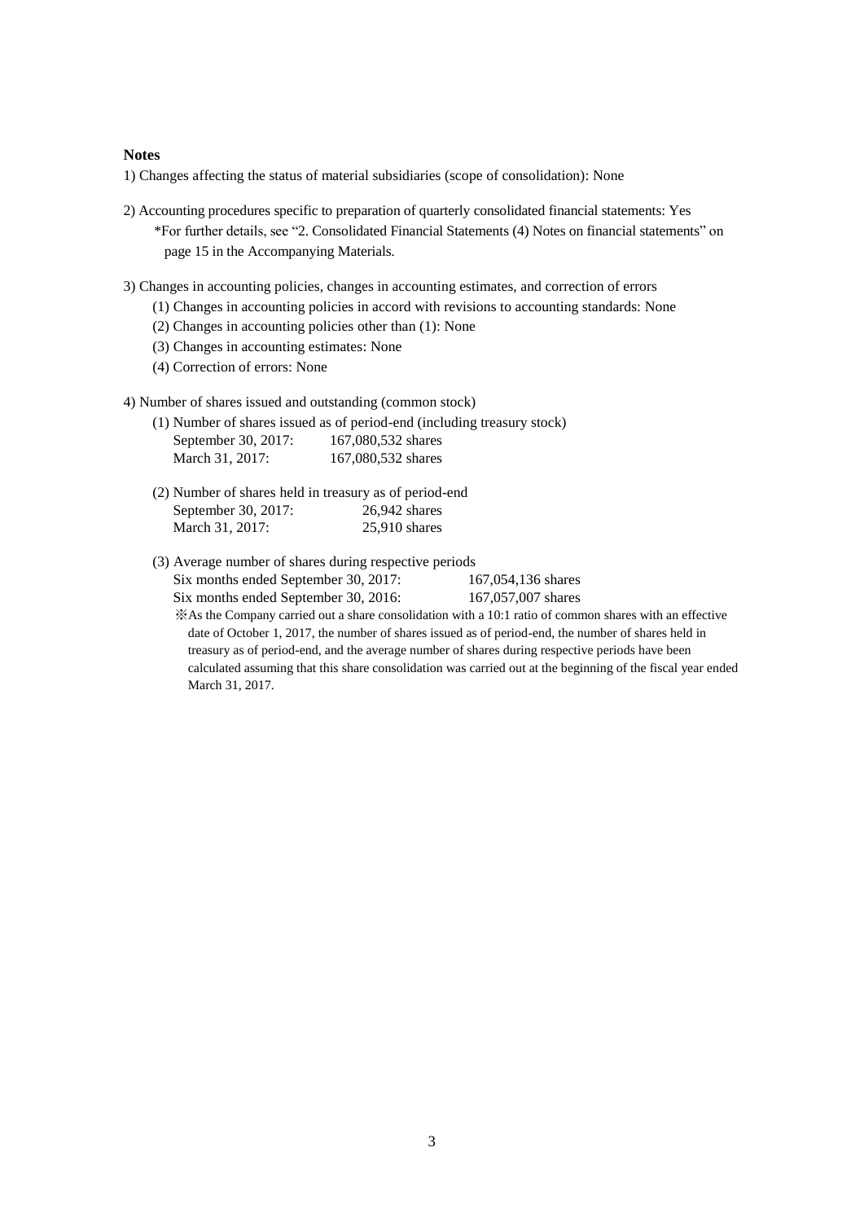**Notes**

1) Changes affecting the status of material subsidiaries (scope of consolidation): None

2) Accounting procedures specific to preparation of quarterly consolidated financial statements: Yes
   *For further details, see "2. Consolidated Financial Statements (4) Notes on financial statements" on page 15 in the Accompanying Materials.

3) Changes in accounting policies, changes in accounting estimates, and correction of errors
   (1) Changes in accounting policies in accord with revisions to accounting standards: None
   (2) Changes in accounting policies other than (1): None
   (3) Changes in accounting estimates: None
   (4) Correction of errors: None

4) Number of shares issued and outstanding (common stock)
   (1) Number of shares issued as of period-end (including treasury stock)
      September 30, 2017: 167,080,532 shares
      March 31, 2017: 167,080,532 shares

   (2) Number of shares held in treasury as of period-end
      September 30, 2017: 26,942 shares
      March 31, 2017: 25,910 shares

   (3) Average number of shares during respective periods
      Six months ended September 30, 2017: 167,054,136 shares
      Six months ended September 30, 2016: 167,057,007 shares
   ※As the Company carried out a share consolidation with a 10:1 ratio of common shares with an effective date of October 1, 2017, the number of shares issued as of period-end, the number of shares held in treasury as of period-end, and the average number of shares during respective periods have been calculated assuming that this share consolidation was carried out at the beginning of the fiscal year ended March 31, 2017.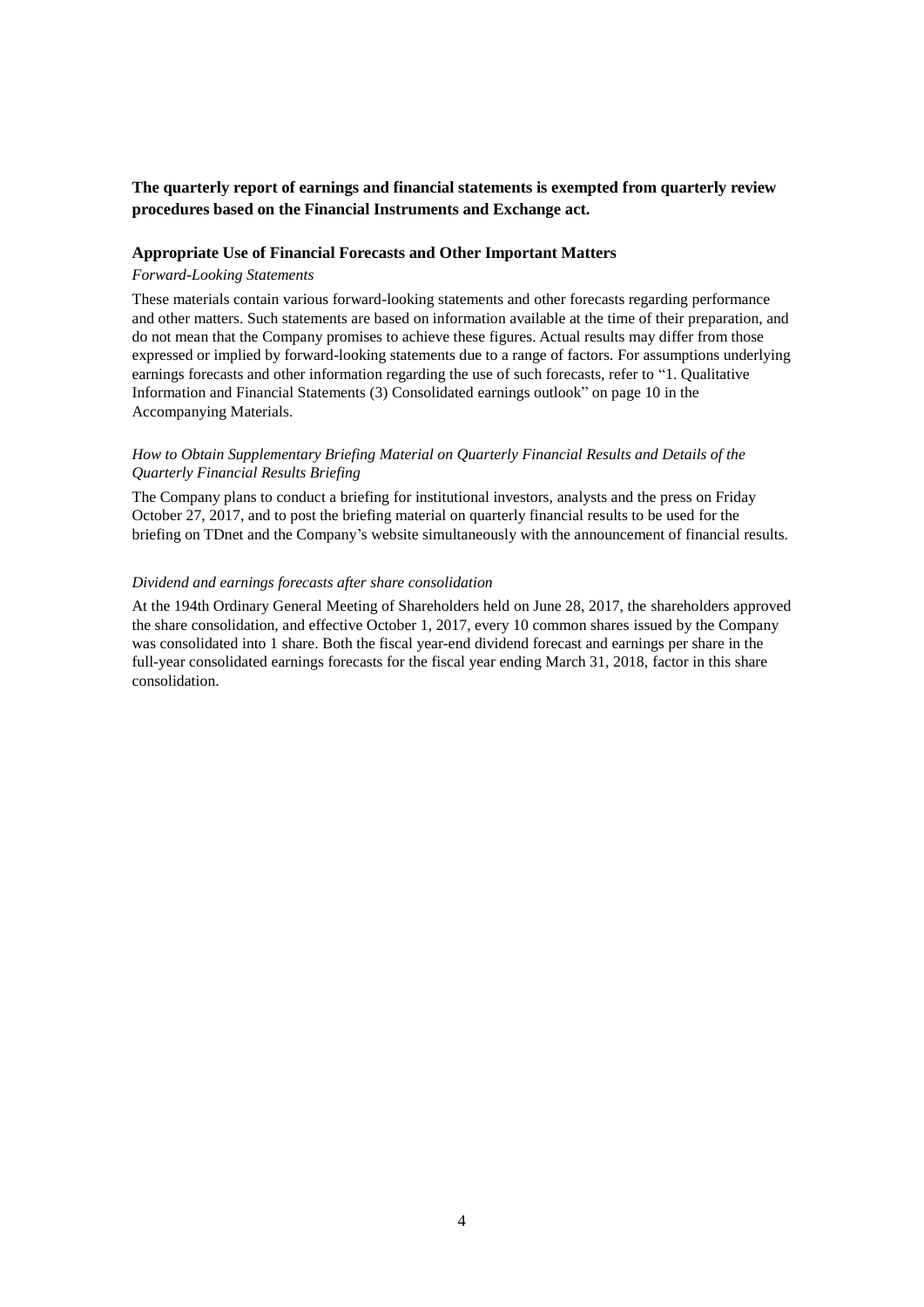**The quarterly report of earnings and financial statements is exempted from quarterly review procedures based on the Financial Instruments and Exchange act.**

**Appropriate Use of Financial Forecasts and Other Important Matters**

*Forward-Looking Statements*

These materials contain various forward-looking statements and other forecasts regarding performance and other matters. Such statements are based on information available at the time of their preparation, and do not mean that the Company promises to achieve these figures. Actual results may differ from those expressed or implied by forward-looking statements due to a range of factors. For assumptions underlying earnings forecasts and other information regarding the use of such forecasts, refer to "1. Qualitative Information and Financial Statements (3) Consolidated earnings outlook" on page 10 in the Accompanying Materials.

*How to Obtain Supplementary Briefing Material on Quarterly Financial Results and Details of the Quarterly Financial Results Briefing*

The Company plans to conduct a briefing for institutional investors, analysts and the press on Friday October 27, 2017, and to post the briefing material on quarterly financial results to be used for the briefing on TDnet and the Company's website simultaneously with the announcement of financial results.

*Dividend and earnings forecasts after share consolidation*

At the 194th Ordinary General Meeting of Shareholders held on June 28, 2017, the shareholders approved the share consolidation, and effective October 1, 2017, every 10 common shares issued by the Company was consolidated into 1 share. Both the fiscal year-end dividend forecast and earnings per share in the full-year consolidated earnings forecasts for the fiscal year ending March 31, 2018, factor in this share consolidation.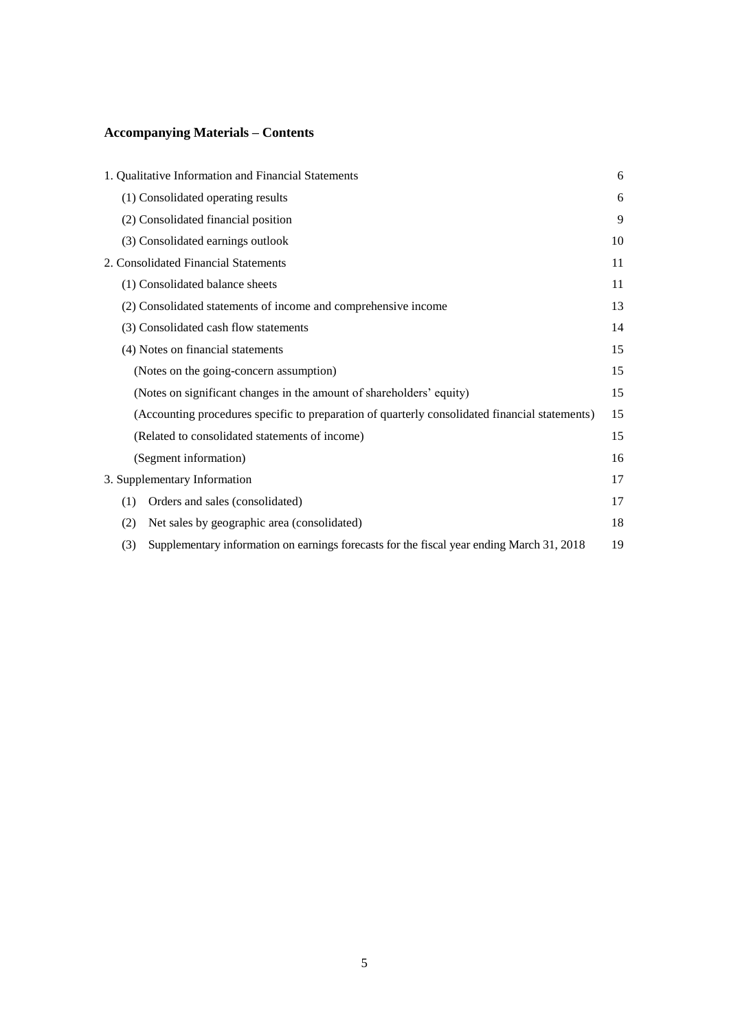## Accompanying Materials – Contents

| | |
|---|---|
| 1. Qualitative Information and Financial Statements | 6 |
| (1) Consolidated operating results | 6 |
| (2) Consolidated financial position | 9 |
| (3) Consolidated earnings outlook | 10 |
| 2. Consolidated Financial Statements | 11 |
| (1) Consolidated balance sheets | 11 |
| (2) Consolidated statements of income and comprehensive income | 13 |
| (3) Consolidated cash flow statements | 14 |
| (4) Notes on financial statements | 15 |
| (Notes on the going-concern assumption) | 15 |
| (Notes on significant changes in the amount of shareholders' equity) | 15 |
| (Accounting procedures specific to preparation of quarterly consolidated financial statements) | 15 |
| (Related to consolidated statements of income) | 15 |
| (Segment information) | 16 |
| 3. Supplementary Information | 17 |
| (1) Orders and sales (consolidated) | 17 |
| (2) Net sales by geographic area (consolidated) | 18 |
| (3) Supplementary information on earnings forecasts for the fiscal year ending March 31, 2018 | 19 |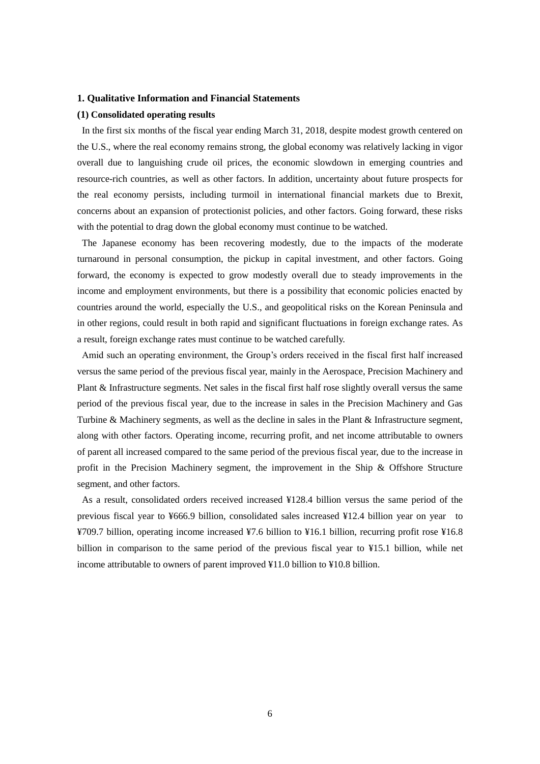## 1. Qualitative Information and Financial Statements

### (1) Consolidated operating results

In the first six months of the fiscal year ending March 31, 2018, despite modest growth centered on the U.S., where the real economy remains strong, the global economy was relatively lacking in vigor overall due to languishing crude oil prices, the economic slowdown in emerging countries and resource-rich countries, as well as other factors. In addition, uncertainty about future prospects for the real economy persists, including turmoil in international financial markets due to Brexit, concerns about an expansion of protectionist policies, and other factors. Going forward, these risks with the potential to drag down the global economy must continue to be watched.

The Japanese economy has been recovering modestly, due to the impacts of the moderate turnaround in personal consumption, the pickup in capital investment, and other factors. Going forward, the economy is expected to grow modestly overall due to steady improvements in the income and employment environments, but there is a possibility that economic policies enacted by countries around the world, especially the U.S., and geopolitical risks on the Korean Peninsula and in other regions, could result in both rapid and significant fluctuations in foreign exchange rates. As a result, foreign exchange rates must continue to be watched carefully.

Amid such an operating environment, the Group's orders received in the fiscal first half increased versus the same period of the previous fiscal year, mainly in the Aerospace, Precision Machinery and Plant & Infrastructure segments. Net sales in the fiscal first half rose slightly overall versus the same period of the previous fiscal year, due to the increase in sales in the Precision Machinery and Gas Turbine & Machinery segments, as well as the decline in sales in the Plant & Infrastructure segment, along with other factors. Operating income, recurring profit, and net income attributable to owners of parent all increased compared to the same period of the previous fiscal year, due to the increase in profit in the Precision Machinery segment, the improvement in the Ship & Offshore Structure segment, and other factors.

As a result, consolidated orders received increased ¥128.4 billion versus the same period of the previous fiscal year to ¥666.9 billion, consolidated sales increased ¥12.4 billion year on year to ¥709.7 billion, operating income increased ¥7.6 billion to ¥16.1 billion, recurring profit rose ¥16.8 billion in comparison to the same period of the previous fiscal year to ¥15.1 billion, while net income attributable to owners of parent improved ¥11.0 billion to ¥10.8 billion.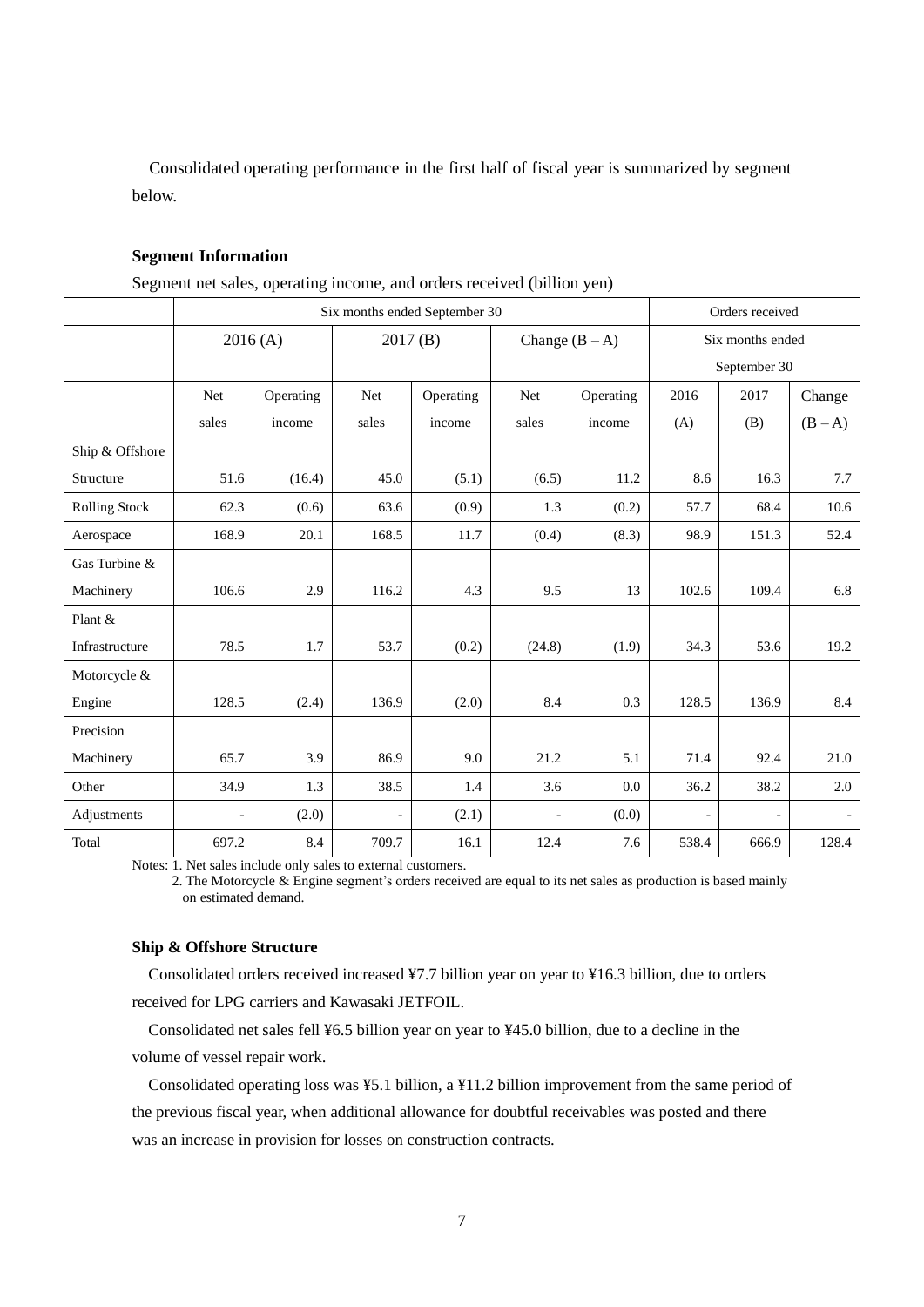Consolidated operating performance in the first half of fiscal year is summarized by segment below.

**Segment Information**

Segment net sales, operating income, and orders received (billion yen)

| | Six months ended September 30 | | | | | | Orders received | | |
|---|---|---|---|---|---|---|---|---|---|
| | 2016 (A) | | 2017 (B) | | Change (B – A) | | Six months ended September 30 | | |
| | Net sales | Operating income | Net sales | Operating income | Net sales | Operating income | 2016 (A) | 2017 (B) | Change (B – A) |
| Ship & Offshore Structure | 51.6 | (16.4) | 45.0 | (5.1) | (6.5) | 11.2 | 8.6 | 16.3 | 7.7 |
| Rolling Stock | 62.3 | (0.6) | 63.6 | (0.9) | 1.3 | (0.2) | 57.7 | 68.4 | 10.6 |
| Aerospace | 168.9 | 20.1 | 168.5 | 11.7 | (0.4) | (8.3) | 98.9 | 151.3 | 52.4 |
| Gas Turbine & Machinery | 106.6 | 2.9 | 116.2 | 4.3 | 9.5 | 13 | 102.6 | 109.4 | 6.8 |
| Plant & Infrastructure | 78.5 | 1.7 | 53.7 | (0.2) | (24.8) | (1.9) | 34.3 | 53.6 | 19.2 |
| Motorcycle & Engine | 128.5 | (2.4) | 136.9 | (2.0) | 8.4 | 0.3 | 128.5 | 136.9 | 8.4 |
| Precision Machinery | 65.7 | 3.9 | 86.9 | 9.0 | 21.2 | 5.1 | 71.4 | 92.4 | 21.0 |
| Other | 34.9 | 1.3 | 38.5 | 1.4 | 3.6 | 0.0 | 36.2 | 38.2 | 2.0 |
| Adjustments | - | (2.0) | - | (2.1) | - | (0.0) | - | - | - |
| Total | 697.2 | 8.4 | 709.7 | 16.1 | 12.4 | 7.6 | 538.4 | 666.9 | 128.4 |

Notes: 1. Net sales include only sales to external customers.
2. The Motorcycle & Engine segment's orders received are equal to its net sales as production is based mainly on estimated demand.

**Ship & Offshore Structure**

Consolidated orders received increased ¥7.7 billion year on year to ¥16.3 billion, due to orders received for LPG carriers and Kawasaki JETFOIL.

Consolidated net sales fell ¥6.5 billion year on year to ¥45.0 billion, due to a decline in the volume of vessel repair work.

Consolidated operating loss was ¥5.1 billion, a ¥11.2 billion improvement from the same period of the previous fiscal year, when additional allowance for doubtful receivables was posted and there was an increase in provision for losses on construction contracts.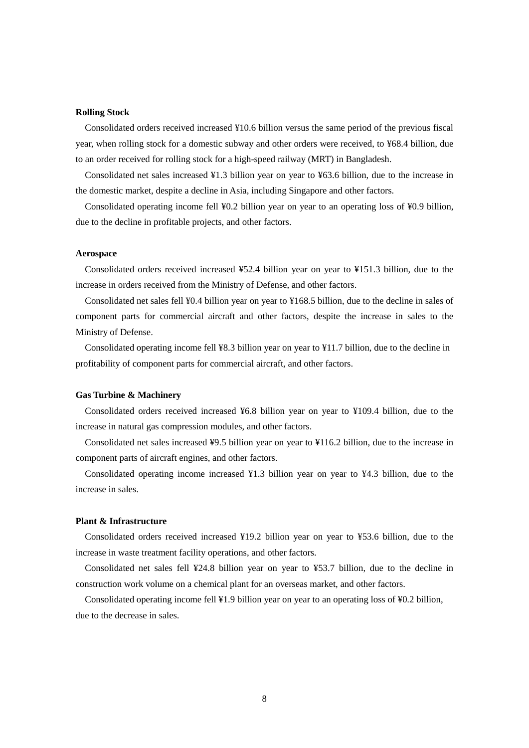**Rolling Stock**

Consolidated orders received increased ¥10.6 billion versus the same period of the previous fiscal year, when rolling stock for a domestic subway and other orders were received, to ¥68.4 billion, due to an order received for rolling stock for a high-speed railway (MRT) in Bangladesh.

Consolidated net sales increased ¥1.3 billion year on year to ¥63.6 billion, due to the increase in the domestic market, despite a decline in Asia, including Singapore and other factors.

Consolidated operating income fell ¥0.2 billion year on year to an operating loss of ¥0.9 billion, due to the decline in profitable projects, and other factors.

**Aerospace**

Consolidated orders received increased ¥52.4 billion year on year to ¥151.3 billion, due to the increase in orders received from the Ministry of Defense, and other factors.

Consolidated net sales fell ¥0.4 billion year on year to ¥168.5 billion, due to the decline in sales of component parts for commercial aircraft and other factors, despite the increase in sales to the Ministry of Defense.

Consolidated operating income fell ¥8.3 billion year on year to ¥11.7 billion, due to the decline in profitability of component parts for commercial aircraft, and other factors.

**Gas Turbine & Machinery**

Consolidated orders received increased ¥6.8 billion year on year to ¥109.4 billion, due to the increase in natural gas compression modules, and other factors.

Consolidated net sales increased ¥9.5 billion year on year to ¥116.2 billion, due to the increase in component parts of aircraft engines, and other factors.

Consolidated operating income increased ¥1.3 billion year on year to ¥4.3 billion, due to the increase in sales.

**Plant & Infrastructure**

Consolidated orders received increased ¥19.2 billion year on year to ¥53.6 billion, due to the increase in waste treatment facility operations, and other factors.

Consolidated net sales fell ¥24.8 billion year on year to ¥53.7 billion, due to the decline in construction work volume on a chemical plant for an overseas market, and other factors.

Consolidated operating income fell ¥1.9 billion year on year to an operating loss of ¥0.2 billion, due to the decrease in sales.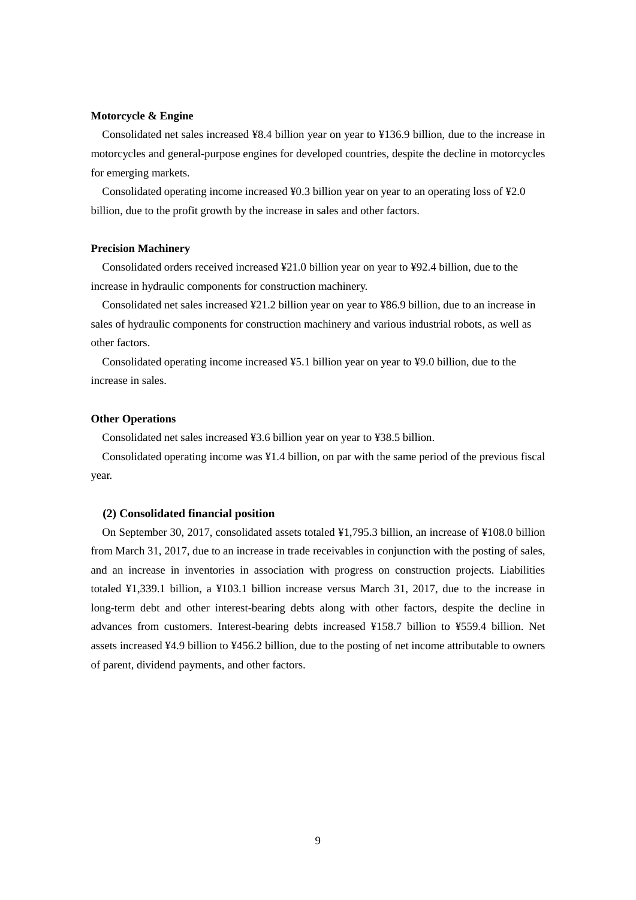**Motorcycle & Engine**

Consolidated net sales increased ¥8.4 billion year on year to ¥136.9 billion, due to the increase in motorcycles and general-purpose engines for developed countries, despite the decline in motorcycles for emerging markets.

Consolidated operating income increased ¥0.3 billion year on year to an operating loss of ¥2.0 billion, due to the profit growth by the increase in sales and other factors.

**Precision Machinery**

Consolidated orders received increased ¥21.0 billion year on year to ¥92.4 billion, due to the increase in hydraulic components for construction machinery.

Consolidated net sales increased ¥21.2 billion year on year to ¥86.9 billion, due to an increase in sales of hydraulic components for construction machinery and various industrial robots, as well as other factors.

Consolidated operating income increased ¥5.1 billion year on year to ¥9.0 billion, due to the increase in sales.

**Other Operations**

Consolidated net sales increased ¥3.6 billion year on year to ¥38.5 billion.

Consolidated operating income was ¥1.4 billion, on par with the same period of the previous fiscal year.

**(2) Consolidated financial position**

On September 30, 2017, consolidated assets totaled ¥1,795.3 billion, an increase of ¥108.0 billion from March 31, 2017, due to an increase in trade receivables in conjunction with the posting of sales, and an increase in inventories in association with progress on construction projects. Liabilities totaled ¥1,339.1 billion, a ¥103.1 billion increase versus March 31, 2017, due to the increase in long-term debt and other interest-bearing debts along with other factors, despite the decline in advances from customers. Interest-bearing debts increased ¥158.7 billion to ¥559.4 billion. Net assets increased ¥4.9 billion to ¥456.2 billion, due to the posting of net income attributable to owners of parent, dividend payments, and other factors.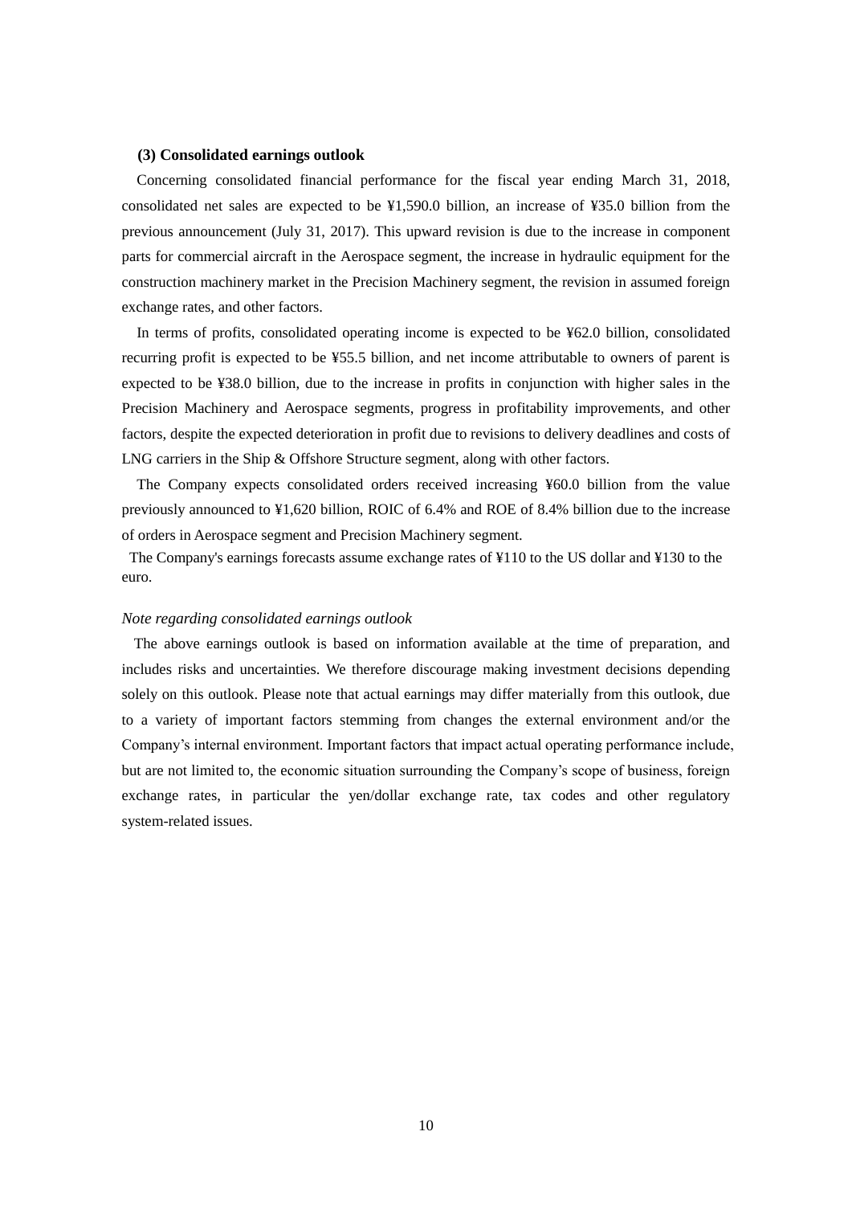### (3) Consolidated earnings outlook

Concerning consolidated financial performance for the fiscal year ending March 31, 2018, consolidated net sales are expected to be ¥1,590.0 billion, an increase of ¥35.0 billion from the previous announcement (July 31, 2017). This upward revision is due to the increase in component parts for commercial aircraft in the Aerospace segment, the increase in hydraulic equipment for the construction machinery market in the Precision Machinery segment, the revision in assumed foreign exchange rates, and other factors.

In terms of profits, consolidated operating income is expected to be ¥62.0 billion, consolidated recurring profit is expected to be ¥55.5 billion, and net income attributable to owners of parent is expected to be ¥38.0 billion, due to the increase in profits in conjunction with higher sales in the Precision Machinery and Aerospace segments, progress in profitability improvements, and other factors, despite the expected deterioration in profit due to revisions to delivery deadlines and costs of LNG carriers in the Ship & Offshore Structure segment, along with other factors.

The Company expects consolidated orders received increasing ¥60.0 billion from the value previously announced to ¥1,620 billion, ROIC of 6.4% and ROE of 8.4% billion due to the increase of orders in Aerospace segment and Precision Machinery segment.

The Company's earnings forecasts assume exchange rates of ¥110 to the US dollar and ¥130 to the euro.

*Note regarding consolidated earnings outlook*

The above earnings outlook is based on information available at the time of preparation, and includes risks and uncertainties. We therefore discourage making investment decisions depending solely on this outlook. Please note that actual earnings may differ materially from this outlook, due to a variety of important factors stemming from changes the external environment and/or the Company's internal environment. Important factors that impact actual operating performance include, but are not limited to, the economic situation surrounding the Company's scope of business, foreign exchange rates, in particular the yen/dollar exchange rate, tax codes and other regulatory system-related issues.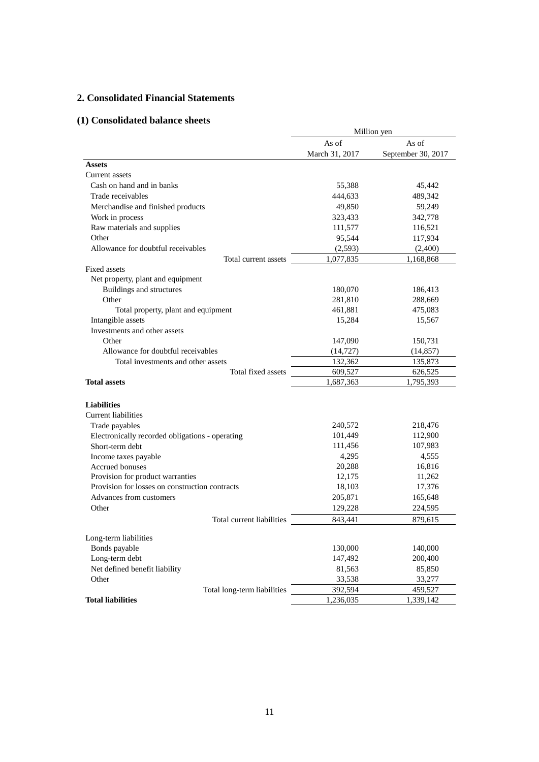## 2. Consolidated Financial Statements

### (1) Consolidated balance sheets

| | Million yen | |
|---|---|---|
| | As of March 31, 2017 | As of September 30, 2017 |
| **Assets** | | |
| Current assets | | |
| Cash on hand and in banks | 55,388 | 45,442 |
| Trade receivables | 444,633 | 489,342 |
| Merchandise and finished products | 49,850 | 59,249 |
| Work in process | 323,433 | 342,778 |
| Raw materials and supplies | 111,577 | 116,521 |
| Other | 95,544 | 117,934 |
| Allowance for doubtful receivables | (2,593) | (2,400) |
| Total current assets | 1,077,835 | 1,168,868 |
| Fixed assets | | |
| Net property, plant and equipment | | |
| Buildings and structures | 180,070 | 186,413 |
| Other | 281,810 | 288,669 |
| Total property, plant and equipment | 461,881 | 475,083 |
| Intangible assets | 15,284 | 15,567 |
| Investments and other assets | | |
| Other | 147,090 | 150,731 |
| Allowance for doubtful receivables | (14,727) | (14,857) |
| Total investments and other assets | 132,362 | 135,873 |
| Total fixed assets | 609,527 | 626,525 |
| **Total assets** | 1,687,363 | 1,795,393 |
| | | |
| **Liabilities** | | |
| Current liabilities | | |
| Trade payables | 240,572 | 218,476 |
| Electronically recorded obligations - operating | 101,449 | 112,900 |
| Short-term debt | 111,456 | 107,983 |
| Income taxes payable | 4,295 | 4,555 |
| Accrued bonuses | 20,288 | 16,816 |
| Provision for product warranties | 12,175 | 11,262 |
| Provision for losses on construction contracts | 18,103 | 17,376 |
| Advances from customers | 205,871 | 165,648 |
| Other | 129,228 | 224,595 |
| Total current liabilities | 843,441 | 879,615 |
| | | |
| Long-term liabilities | | |
| Bonds payable | 130,000 | 140,000 |
| Long-term debt | 147,492 | 200,400 |
| Net defined benefit liability | 81,563 | 85,850 |
| Other | 33,538 | 33,277 |
| Total long-term liabilities | 392,594 | 459,527 |
| **Total liabilities** | 1,236,035 | 1,339,142 |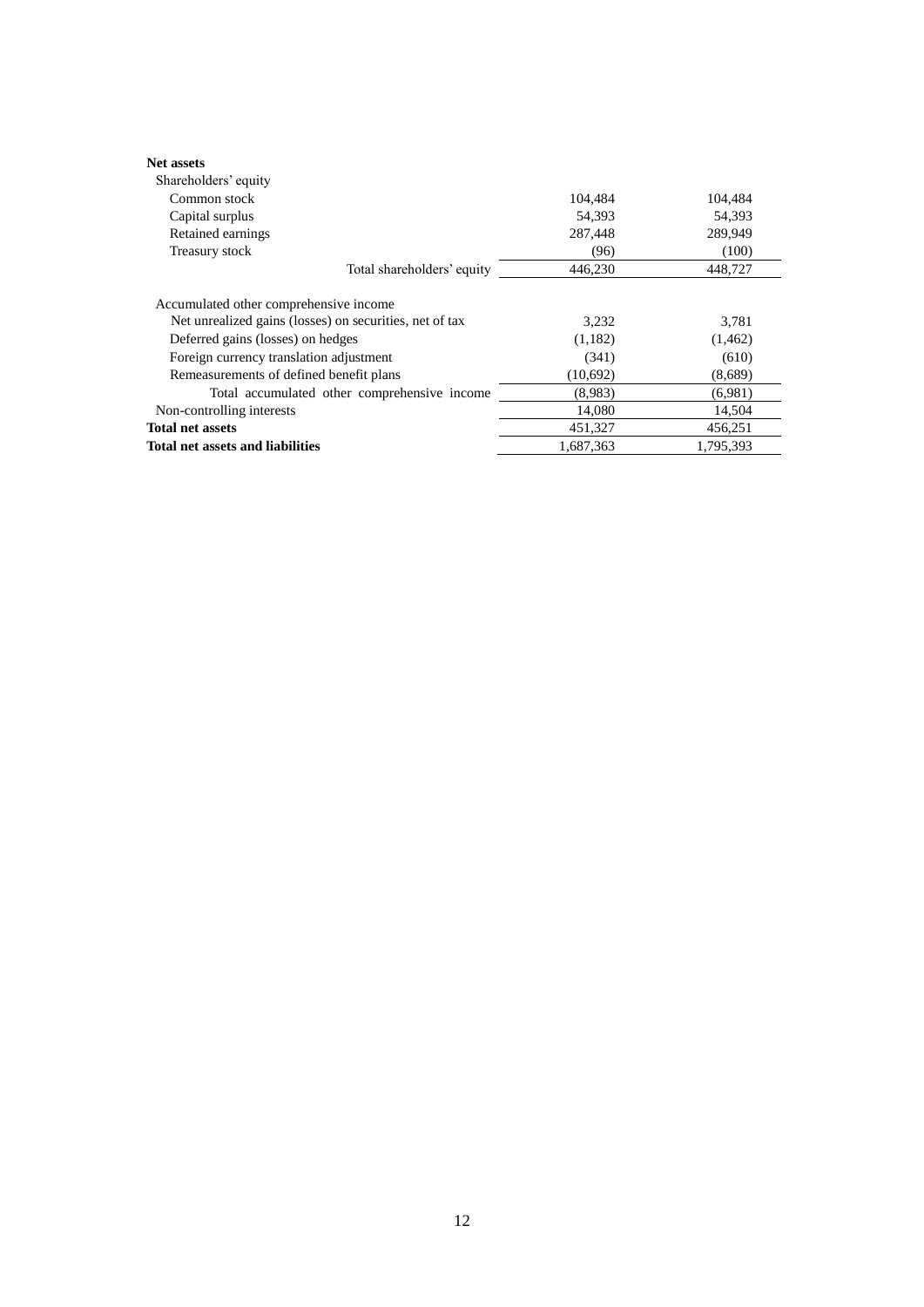| | | |
|---|---|---|
| **Net assets** | | |
| Shareholders' equity | | |
| Common stock | 104,484 | 104,484 |
| Capital surplus | 54,393 | 54,393 |
| Retained earnings | 287,448 | 289,949 |
| Treasury stock | (96) | (100) |
| Total shareholders' equity | 446,230 | 448,727 |
| Accumulated other comprehensive income | | |
| Net unrealized gains (losses) on securities, net of tax | 3,232 | 3,781 |
| Deferred gains (losses) on hedges | (1,182) | (1,462) |
| Foreign currency translation adjustment | (341) | (610) |
| Remeasurements of defined benefit plans | (10,692) | (8,689) |
| Total accumulated other comprehensive income | (8,983) | (6,981) |
| Non-controlling interests | 14,080 | 14,504 |
| **Total net assets** | 451,327 | 456,251 |
| **Total net assets and liabilities** | 1,687,363 | 1,795,393 |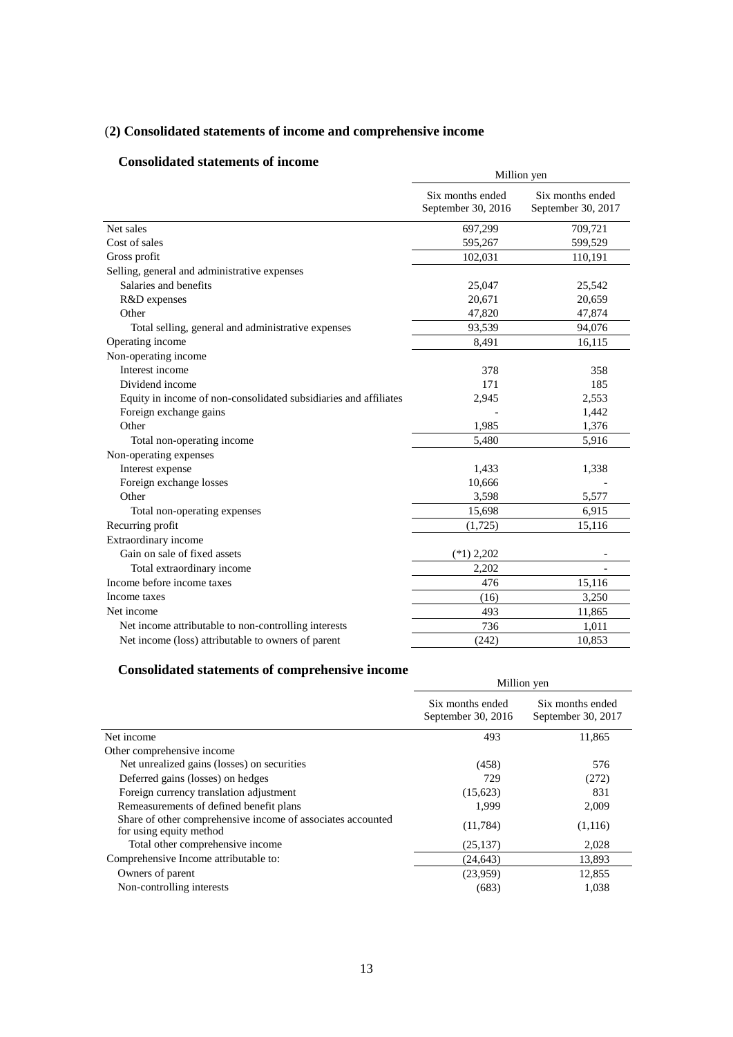## (2) Consolidated statements of income and comprehensive income

### Consolidated statements of income

| | Million yen | |
|---|---|---|
| | Six months ended September 30, 2016 | Six months ended September 30, 2017 |
| Net sales | 697,299 | 709,721 |
| Cost of sales | 595,267 | 599,529 |
| Gross profit | 102,031 | 110,191 |
| Selling, general and administrative expenses | | |
| Salaries and benefits | 25,047 | 25,542 |
| R&D expenses | 20,671 | 20,659 |
| Other | 47,820 | 47,874 |
| Total selling, general and administrative expenses | 93,539 | 94,076 |
| Operating income | 8,491 | 16,115 |
| Non-operating income | | |
| Interest income | 378 | 358 |
| Dividend income | 171 | 185 |
| Equity in income of non-consolidated subsidiaries and affiliates | 2,945 | 2,553 |
| Foreign exchange gains | - | 1,442 |
| Other | 1,985 | 1,376 |
| Total non-operating income | 5,480 | 5,916 |
| Non-operating expenses | | |
| Interest expense | 1,433 | 1,338 |
| Foreign exchange losses | 10,666 | - |
| Other | 3,598 | 5,577 |
| Total non-operating expenses | 15,698 | 6,915 |
| Recurring profit | (1,725) | 15,116 |
| Extraordinary income | | |
| Gain on sale of fixed assets | (*1) 2,202 | - |
| Total extraordinary income | 2,202 | - |
| Income before income taxes | 476 | 15,116 |
| Income taxes | (16) | 3,250 |
| Net income | 493 | 11,865 |
| Net income attributable to non-controlling interests | 736 | 1,011 |
| Net income (loss) attributable to owners of parent | (242) | 10,853 |

### Consolidated statements of comprehensive income

| | Million yen | |
|---|---|---|
| | Six months ended September 30, 2016 | Six months ended September 30, 2017 |
| Net income | 493 | 11,865 |
| Other comprehensive income | | |
| Net unrealized gains (losses) on securities | (458) | 576 |
| Deferred gains (losses) on hedges | 729 | (272) |
| Foreign currency translation adjustment | (15,623) | 831 |
| Remeasurements of defined benefit plans | 1,999 | 2,009 |
| Share of other comprehensive income of associates accounted for using equity method | (11,784) | (1,116) |
| Total other comprehensive income | (25,137) | 2,028 |
| Comprehensive Income attributable to: | (24,643) | 13,893 |
| Owners of parent | (23,959) | 12,855 |
| Non-controlling interests | (683) | 1,038 |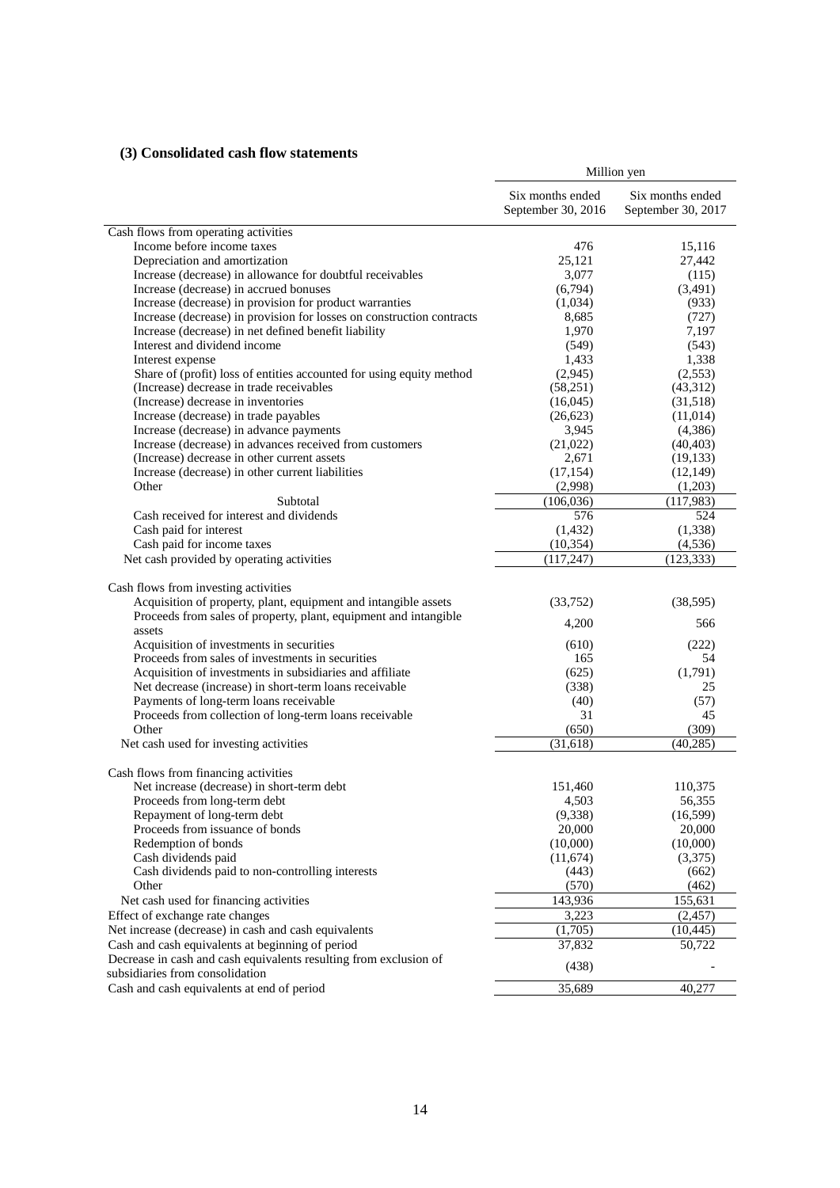### (3) Consolidated cash flow statements

| | Million yen | |
|---|---|---|
| | Six months ended September 30, 2016 | Six months ended September 30, 2017 |
| Cash flows from operating activities | | |
| Income before income taxes | 476 | 15,116 |
| Depreciation and amortization | 25,121 | 27,442 |
| Increase (decrease) in allowance for doubtful receivables | 3,077 | (115) |
| Increase (decrease) in accrued bonuses | (6,794) | (3,491) |
| Increase (decrease) in provision for product warranties | (1,034) | (933) |
| Increase (decrease) in provision for losses on construction contracts | 8,685 | (727) |
| Increase (decrease) in net defined benefit liability | 1,970 | 7,197 |
| Interest and dividend income | (549) | (543) |
| Interest expense | 1,433 | 1,338 |
| Share of (profit) loss of entities accounted for using equity method | (2,945) | (2,553) |
| (Increase) decrease in trade receivables | (58,251) | (43,312) |
| (Increase) decrease in inventories | (16,045) | (31,518) |
| Increase (decrease) in trade payables | (26,623) | (11,014) |
| Increase (decrease) in advance payments | 3,945 | (4,386) |
| Increase (decrease) in advances received from customers | (21,022) | (40,403) |
| (Increase) decrease in other current assets | 2,671 | (19,133) |
| Increase (decrease) in other current liabilities | (17,154) | (12,149) |
| Other | (2,998) | (1,203) |
| Subtotal | (106,036) | (117,983) |
| Cash received for interest and dividends | 576 | 524 |
| Cash paid for interest | (1,432) | (1,338) |
| Cash paid for income taxes | (10,354) | (4,536) |
| Net cash provided by operating activities | (117,247) | (123,333) |
| | | |
| Cash flows from investing activities | | |
| Acquisition of property, plant, equipment and intangible assets | (33,752) | (38,595) |
| Proceeds from sales of property, plant, equipment and intangible assets | 4,200 | 566 |
| Acquisition of investments in securities | (610) | (222) |
| Proceeds from sales of investments in securities | 165 | 54 |
| Acquisition of investments in subsidiaries and affiliate | (625) | (1,791) |
| Net decrease (increase) in short-term loans receivable | (338) | 25 |
| Payments of long-term loans receivable | (40) | (57) |
| Proceeds from collection of long-term loans receivable | 31 | 45 |
| Other | (650) | (309) |
| Net cash used for investing activities | (31,618) | (40,285) |
| | | |
| Cash flows from financing activities | | |
| Net increase (decrease) in short-term debt | 151,460 | 110,375 |
| Proceeds from long-term debt | 4,503 | 56,355 |
| Repayment of long-term debt | (9,338) | (16,599) |
| Proceeds from issuance of bonds | 20,000 | 20,000 |
| Redemption of bonds | (10,000) | (10,000) |
| Cash dividends paid | (11,674) | (3,375) |
| Cash dividends paid to non-controlling interests | (443) | (662) |
| Other | (570) | (462) |
| Net cash used for financing activities | 143,936 | 155,631 |
| Effect of exchange rate changes | 3,223 | (2,457) |
| Net increase (decrease) in cash and cash equivalents | (1,705) | (10,445) |
| Cash and cash equivalents at beginning of period | 37,832 | 50,722 |
| Decrease in cash and cash equivalents resulting from exclusion of subsidiaries from consolidation | (438) | - |
| Cash and cash equivalents at end of period | 35,689 | 40,277 |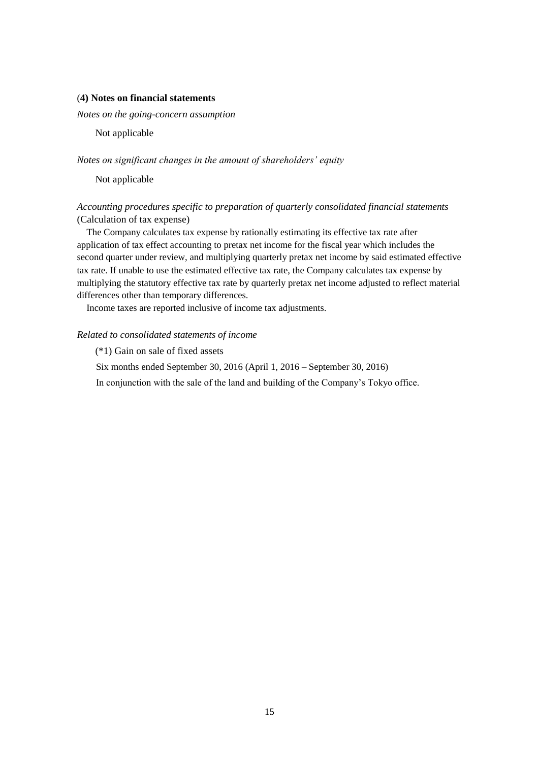### (4) Notes on financial statements

*Notes on the going-concern assumption*

Not applicable

*Notes on significant changes in the amount of shareholders' equity*

Not applicable

*Accounting procedures specific to preparation of quarterly consolidated financial statements*
(Calculation of tax expense)

The Company calculates tax expense by rationally estimating its effective tax rate after application of tax effect accounting to pretax net income for the fiscal year which includes the second quarter under review, and multiplying quarterly pretax net income by said estimated effective tax rate. If unable to use the estimated effective tax rate, the Company calculates tax expense by multiplying the statutory effective tax rate by quarterly pretax net income adjusted to reflect material differences other than temporary differences.

Income taxes are reported inclusive of income tax adjustments.

*Related to consolidated statements of income*

(*1) Gain on sale of fixed assets

Six months ended September 30, 2016 (April 1, 2016 – September 30, 2016)

In conjunction with the sale of the land and building of the Company's Tokyo office.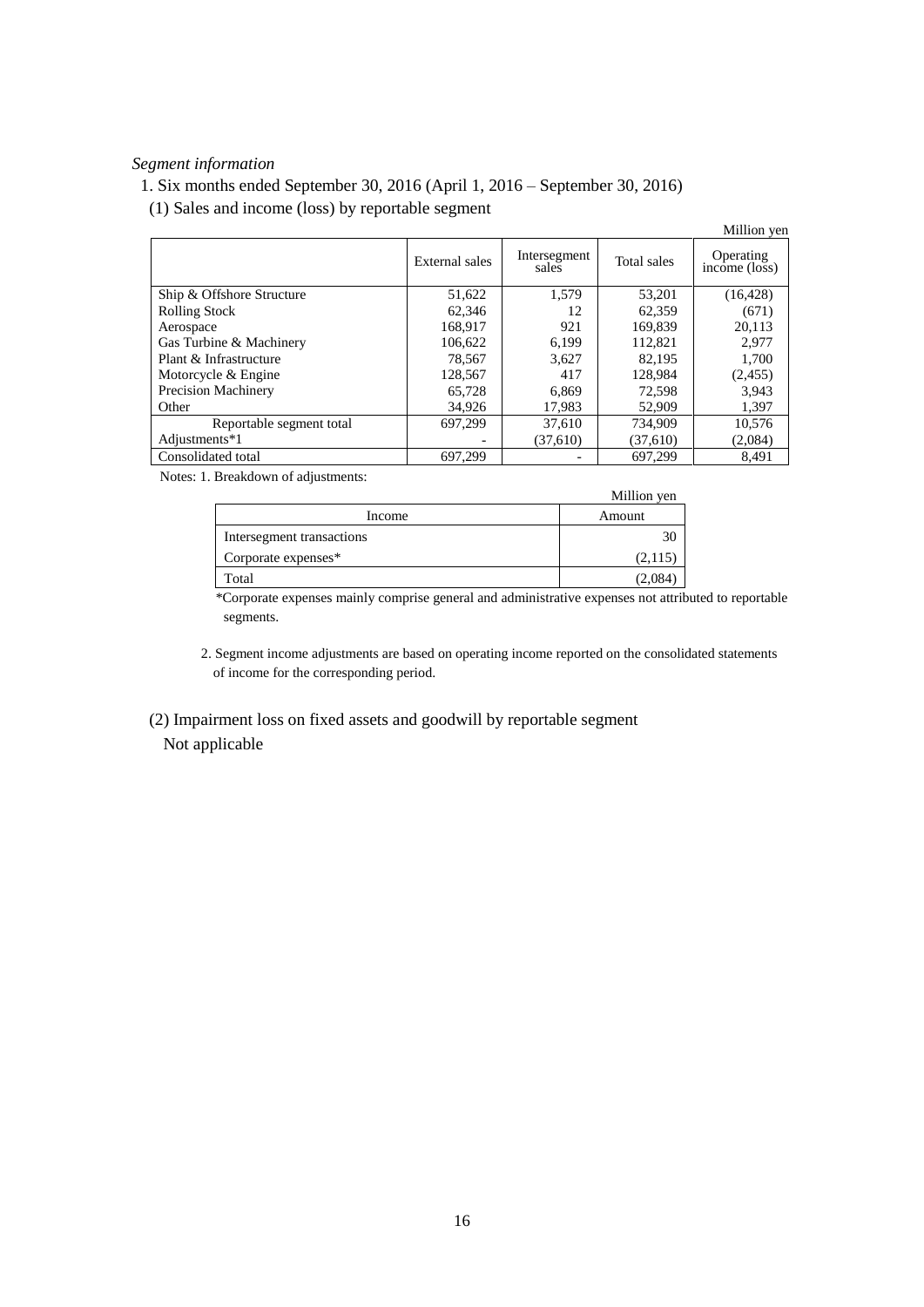*Segment information*

1. Six months ended September 30, 2016 (April 1, 2016 – September 30, 2016)

(1) Sales and income (loss) by reportable segment

Million yen

| | External sales | Intersegment sales | Total sales | Operating income (loss) |
|---|---|---|---|---|
| Ship & Offshore Structure | 51,622 | 1,579 | 53,201 | (16,428) |
| Rolling Stock | 62,346 | 12 | 62,359 | (671) |
| Aerospace | 168,917 | 921 | 169,839 | 20,113 |
| Gas Turbine & Machinery | 106,622 | 6,199 | 112,821 | 2,977 |
| Plant & Infrastructure | 78,567 | 3,627 | 82,195 | 1,700 |
| Motorcycle & Engine | 128,567 | 417 | 128,984 | (2,455) |
| Precision Machinery | 65,728 | 6,869 | 72,598 | 3,943 |
| Other | 34,926 | 17,983 | 52,909 | 1,397 |
| Reportable segment total | 697,299 | 37,610 | 734,909 | 10,576 |
| Adjustments*1 | - | (37,610) | (37,610) | (2,084) |
| Consolidated total | 697,299 | - | 697,299 | 8,491 |

Notes: 1. Breakdown of adjustments:

Million yen

| Income | Amount |
|---|---|
| Intersegment transactions | 30 |
| Corporate expenses* | (2,115) |
| Total | (2,084) |

*Corporate expenses mainly comprise general and administrative expenses not attributed to reportable segments.

2. Segment income adjustments are based on operating income reported on the consolidated statements of income for the corresponding period.

(2) Impairment loss on fixed assets and goodwill by reportable segment

Not applicable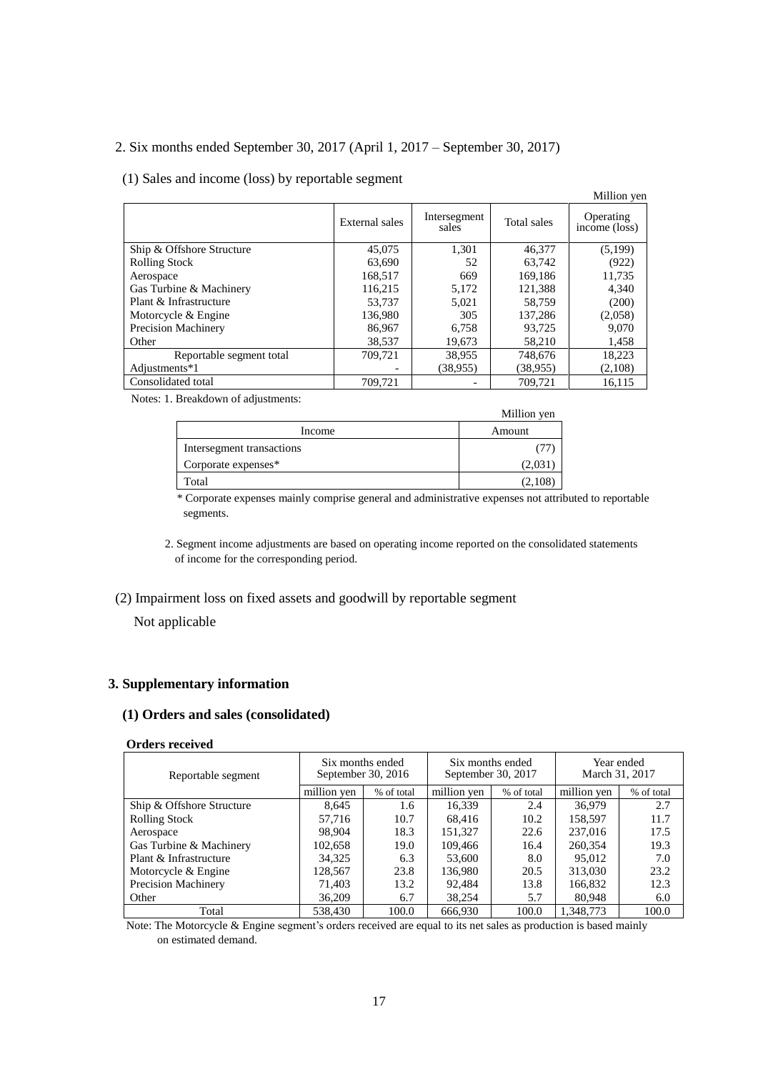2. Six months ended September 30, 2017 (April 1, 2017 – September 30, 2017)

(1) Sales and income (loss) by reportable segment

Million yen

| | External sales | Intersegment sales | Total sales | Operating income (loss) |
|---|---|---|---|---|
| Ship & Offshore Structure | 45,075 | 1,301 | 46,377 | (5,199) |
| Rolling Stock | 63,690 | 52 | 63,742 | (922) |
| Aerospace | 168,517 | 669 | 169,186 | 11,735 |
| Gas Turbine & Machinery | 116,215 | 5,172 | 121,388 | 4,340 |
| Plant & Infrastructure | 53,737 | 5,021 | 58,759 | (200) |
| Motorcycle & Engine | 136,980 | 305 | 137,286 | (2,058) |
| Precision Machinery | 86,967 | 6,758 | 93,725 | 9,070 |
| Other | 38,537 | 19,673 | 58,210 | 1,458 |
| Reportable segment total | 709,721 | 38,955 | 748,676 | 18,223 |
| Adjustments*1 | - | (38,955) | (38,955) | (2,108) |
| Consolidated total | 709,721 | - | 709,721 | 16,115 |

Notes: 1. Breakdown of adjustments:

Million yen

| Income | Amount |
|---|---|
| Intersegment transactions | (77) |
| Corporate expenses* | (2,031) |
| Total | (2,108) |

\* Corporate expenses mainly comprise general and administrative expenses not attributed to reportable segments.

2. Segment income adjustments are based on operating income reported on the consolidated statements of income for the corresponding period.

(2) Impairment loss on fixed assets and goodwill by reportable segment

Not applicable

## 3. Supplementary information

### (1) Orders and sales (consolidated)

**Orders received**

| Reportable segment | Six months ended September 30, 2016 | | Six months ended September 30, 2017 | | Year ended March 31, 2017 | |
|---|---|---|---|---|---|---|
| | million yen | % of total | million yen | % of total | million yen | % of total |
| Ship & Offshore Structure | 8,645 | 1.6 | 16,339 | 2.4 | 36,979 | 2.7 |
| Rolling Stock | 57,716 | 10.7 | 68,416 | 10.2 | 158,597 | 11.7 |
| Aerospace | 98,904 | 18.3 | 151,327 | 22.6 | 237,016 | 17.5 |
| Gas Turbine & Machinery | 102,658 | 19.0 | 109,466 | 16.4 | 260,354 | 19.3 |
| Plant & Infrastructure | 34,325 | 6.3 | 53,600 | 8.0 | 95,012 | 7.0 |
| Motorcycle & Engine | 128,567 | 23.8 | 136,980 | 20.5 | 313,030 | 23.2 |
| Precision Machinery | 71,403 | 13.2 | 92,484 | 13.8 | 166,832 | 12.3 |
| Other | 36,209 | 6.7 | 38,254 | 5.7 | 80,948 | 6.0 |
| Total | 538,430 | 100.0 | 666,930 | 100.0 | 1,348,773 | 100.0 |

Note: The Motorcycle & Engine segment's orders received are equal to its net sales as production is based mainly on estimated demand.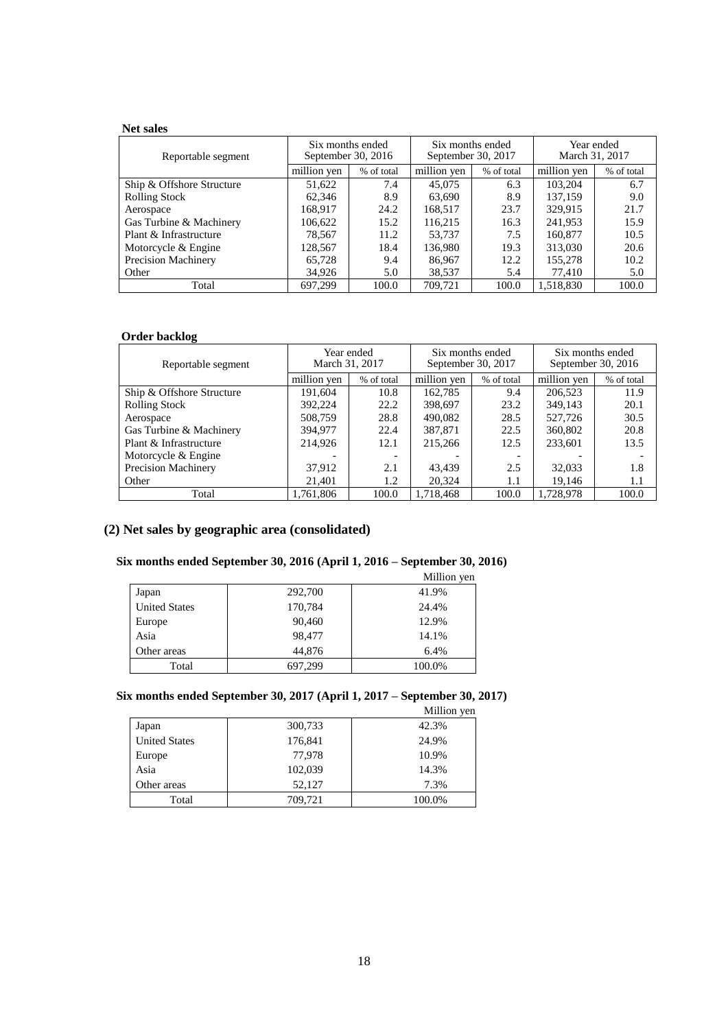**Net sales**

| Reportable segment | Six months ended September 30, 2016 | | Six months ended September 30, 2017 | | Year ended March 31, 2017 | |
|---|---|---|---|---|---|---|
| | million yen | % of total | million yen | % of total | million yen | % of total |
| Ship & Offshore Structure | 51,622 | 7.4 | 45,075 | 6.3 | 103,204 | 6.7 |
| Rolling Stock | 62,346 | 8.9 | 63,690 | 8.9 | 137,159 | 9.0 |
| Aerospace | 168,917 | 24.2 | 168,517 | 23.7 | 329,915 | 21.7 |
| Gas Turbine & Machinery | 106,622 | 15.2 | 116,215 | 16.3 | 241,953 | 15.9 |
| Plant & Infrastructure | 78,567 | 11.2 | 53,737 | 7.5 | 160,877 | 10.5 |
| Motorcycle & Engine | 128,567 | 18.4 | 136,980 | 19.3 | 313,030 | 20.6 |
| Precision Machinery | 65,728 | 9.4 | 86,967 | 12.2 | 155,278 | 10.2 |
| Other | 34,926 | 5.0 | 38,537 | 5.4 | 77,410 | 5.0 |
| Total | 697,299 | 100.0 | 709,721 | 100.0 | 1,518,830 | 100.0 |

**Order backlog**

| Reportable segment | Year ended March 31, 2017 | | Six months ended September 30, 2017 | | Six months ended September 30, 2016 | |
|---|---|---|---|---|---|---|
| | million yen | % of total | million yen | % of total | million yen | % of total |
| Ship & Offshore Structure | 191,604 | 10.8 | 162,785 | 9.4 | 206,523 | 11.9 |
| Rolling Stock | 392,224 | 22.2 | 398,697 | 23.2 | 349,143 | 20.1 |
| Aerospace | 508,759 | 28.8 | 490,082 | 28.5 | 527,726 | 30.5 |
| Gas Turbine & Machinery | 394,977 | 22.4 | 387,871 | 22.5 | 360,802 | 20.8 |
| Plant & Infrastructure | 214,926 | 12.1 | 215,266 | 12.5 | 233,601 | 13.5 |
| Motorcycle & Engine | - | - | - | - | - | - |
| Precision Machinery | 37,912 | 2.1 | 43,439 | 2.5 | 32,033 | 1.8 |
| Other | 21,401 | 1.2 | 20,324 | 1.1 | 19,146 | 1.1 |
| Total | 1,761,806 | 100.0 | 1,718,468 | 100.0 | 1,728,978 | 100.0 |

## (2) Net sales by geographic area (consolidated)

### Six months ended September 30, 2016 (April 1, 2016 – September 30, 2016)

Million yen

| | | |
|---|---|---|
| Japan | 292,700 | 41.9% |
| United States | 170,784 | 24.4% |
| Europe | 90,460 | 12.9% |
| Asia | 98,477 | 14.1% |
| Other areas | 44,876 | 6.4% |
| Total | 697,299 | 100.0% |

### Six months ended September 30, 2017 (April 1, 2017 – September 30, 2017)

Million yen

| | | |
|---|---|---|
| Japan | 300,733 | 42.3% |
| United States | 176,841 | 24.9% |
| Europe | 77,978 | 10.9% |
| Asia | 102,039 | 14.3% |
| Other areas | 52,127 | 7.3% |
| Total | 709,721 | 100.0% |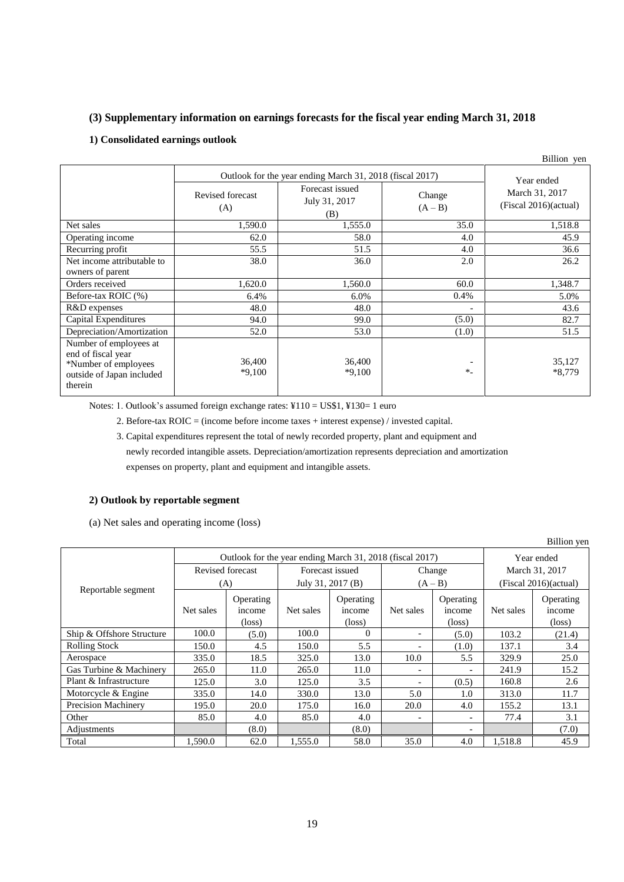### (3) Supplementary information on earnings forecasts for the fiscal year ending March 31, 2018

#### 1) Consolidated earnings outlook

Billion yen

| | Outlook for the year ending March 31, 2018 (fiscal 2017) | | | Year ended March 31, 2017 (Fiscal 2016)(actual) |
|---|---|---|---|---|
| | Revised forecast (A) | Forecast issued July 31, 2017 (B) | Change (A – B) | |
| Net sales | 1,590.0 | 1,555.0 | 35.0 | 1,518.8 |
| Operating income | 62.0 | 58.0 | 4.0 | 45.9 |
| Recurring profit | 55.5 | 51.5 | 4.0 | 36.6 |
| Net income attributable to owners of parent | 38.0 | 36.0 | 2.0 | 26.2 |
| Orders received | 1,620.0 | 1,560.0 | 60.0 | 1,348.7 |
| Before-tax ROIC (%) | 6.4% | 6.0% | 0.4% | 5.0% |
| R&D expenses | 48.0 | 48.0 | - | 43.6 |
| Capital Expenditures | 94.0 | 99.0 | (5.0) | 82.7 |
| Depreciation/Amortization | 52.0 | 53.0 | (1.0) | 51.5 |
| Number of employees at end of fiscal year *Number of employees outside of Japan included therein | 36,400 *9,100 | 36,400 *9,100 | - *- | 35,127 *8,779 |

Notes: 1. Outlook's assumed foreign exchange rates: ¥110 = US$1, ¥130= 1 euro

2. Before-tax ROIC = (income before income taxes + interest expense) / invested capital.

3. Capital expenditures represent the total of newly recorded property, plant and equipment and newly recorded intangible assets. Depreciation/amortization represents depreciation and amortization expenses on property, plant and equipment and intangible assets.

#### 2) Outlook by reportable segment

(a) Net sales and operating income (loss)

Billion yen

| Reportable segment | Outlook for the year ending March 31, 2018 (fiscal 2017) | | | | | | Year ended March 31, 2017 (Fiscal 2016)(actual) | |
|---|---|---|---|---|---|---|---|---|
| | Revised forecast (A) | | Forecast issued July 31, 2017 (B) | | Change (A – B) | | | |
| | Net sales | Operating income (loss) | Net sales | Operating income (loss) | Net sales | Operating income (loss) | Net sales | Operating income (loss) |
| Ship & Offshore Structure | 100.0 | (5.0) | 100.0 | 0 | - | (5.0) | 103.2 | (21.4) |
| Rolling Stock | 150.0 | 4.5 | 150.0 | 5.5 | - | (1.0) | 137.1 | 3.4 |
| Aerospace | 335.0 | 18.5 | 325.0 | 13.0 | 10.0 | 5.5 | 329.9 | 25.0 |
| Gas Turbine & Machinery | 265.0 | 11.0 | 265.0 | 11.0 | - | - | 241.9 | 15.2 |
| Plant & Infrastructure | 125.0 | 3.0 | 125.0 | 3.5 | - | (0.5) | 160.8 | 2.6 |
| Motorcycle & Engine | 335.0 | 14.0 | 330.0 | 13.0 | 5.0 | 1.0 | 313.0 | 11.7 |
| Precision Machinery | 195.0 | 20.0 | 175.0 | 16.0 | 20.0 | 4.0 | 155.2 | 13.1 |
| Other | 85.0 | 4.0 | 85.0 | 4.0 | - | - | 77.4 | 3.1 |
| Adjustments | | (8.0) | | (8.0) | | - | | (7.0) |
| Total | 1,590.0 | 62.0 | 1,555.0 | 58.0 | 35.0 | 4.0 | 1,518.8 | 45.9 |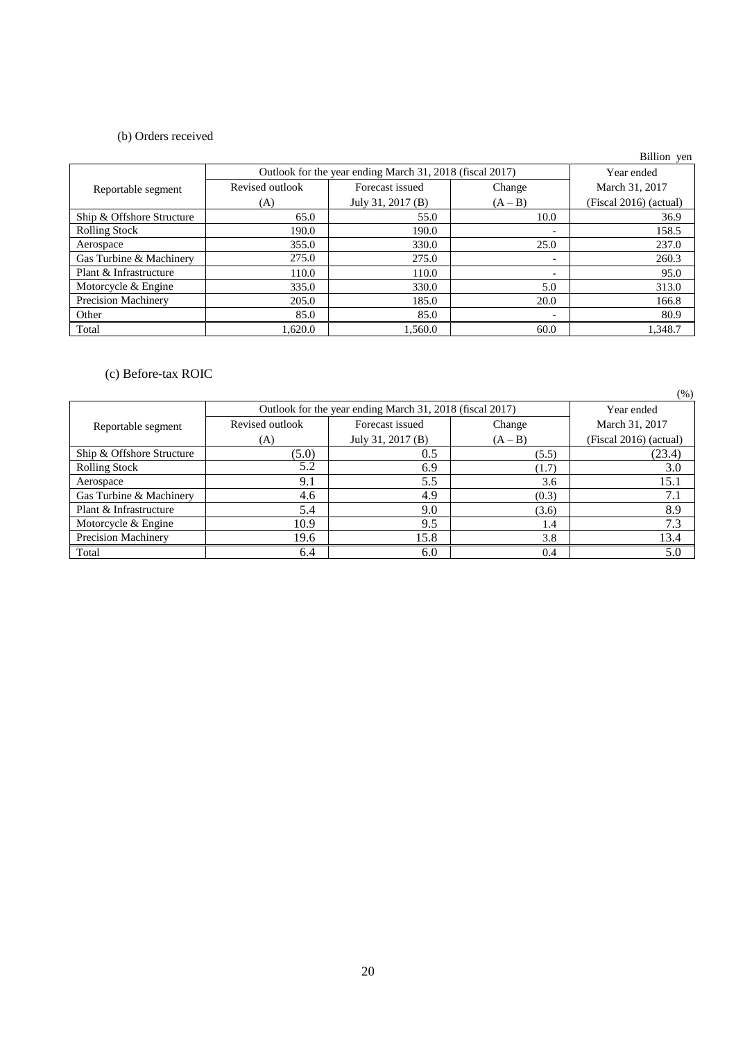(b) Orders received

Billion yen

| Reportable segment | Outlook for the year ending March 31, 2018 (fiscal 2017) | | | Year ended March 31, 2017 (Fiscal 2016) (actual) |
|---|---|---|---|---|
| | Revised outlook (A) | Forecast issued July 31, 2017 (B) | Change (A – B) | |
| Ship & Offshore Structure | 65.0 | 55.0 | 10.0 | 36.9 |
| Rolling Stock | 190.0 | 190.0 | - | 158.5 |
| Aerospace | 355.0 | 330.0 | 25.0 | 237.0 |
| Gas Turbine & Machinery | 275.0 | 275.0 | - | 260.3 |
| Plant & Infrastructure | 110.0 | 110.0 | - | 95.0 |
| Motorcycle & Engine | 335.0 | 330.0 | 5.0 | 313.0 |
| Precision Machinery | 205.0 | 185.0 | 20.0 | 166.8 |
| Other | 85.0 | 85.0 | - | 80.9 |
| Total | 1,620.0 | 1,560.0 | 60.0 | 1,348.7 |

(c) Before-tax ROIC

(%)

| Reportable segment | Outlook for the year ending March 31, 2018 (fiscal 2017) | | | Year ended March 31, 2017 (Fiscal 2016) (actual) |
|---|---|---|---|---|
| | Revised outlook (A) | Forecast issued July 31, 2017 (B) | Change (A – B) | |
| Ship & Offshore Structure | (5.0) | 0.5 | (5.5) | (23.4) |
| Rolling Stock | 5.2 | 6.9 | (1.7) | 3.0 |
| Aerospace | 9.1 | 5.5 | 3.6 | 15.1 |
| Gas Turbine & Machinery | 4.6 | 4.9 | (0.3) | 7.1 |
| Plant & Infrastructure | 5.4 | 9.0 | (3.6) | 8.9 |
| Motorcycle & Engine | 10.9 | 9.5 | 1.4 | 7.3 |
| Precision Machinery | 19.6 | 15.8 | 3.8 | 13.4 |
| Total | 6.4 | 6.0 | 0.4 | 5.0 |